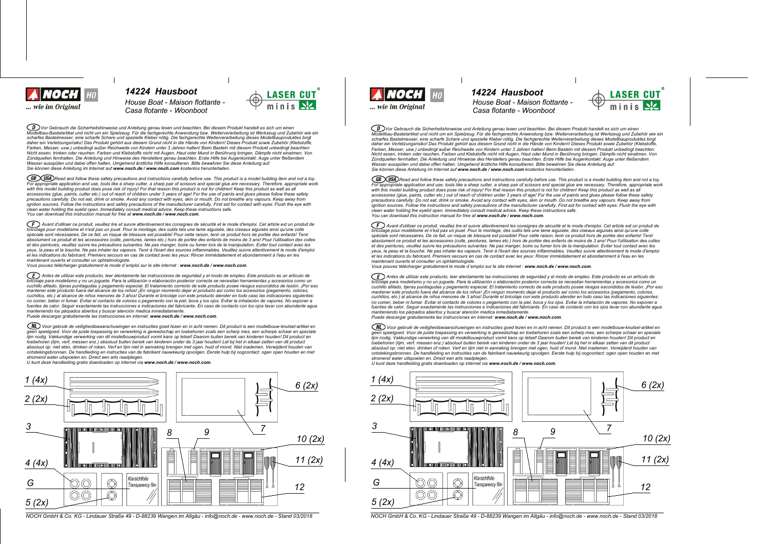NOCH HO

... wie im Original

# 14224 Hausboot

*House Boat - Maison flottante - Casa flotante - Woonboot*

LASER CUT minis

**D** *Vor Gebrauch die Sicherheitshinweise und Anleitung genau lesen und beachten. Bei diesem Produkt handelt es sich um einen Modellbau-Bastelartikel und nicht um ein Spielzeug. Für die fachgerechte Anwendung bzw. Weiterverarbeitung ist Werkzeug und Zubehör wie ein scharfes Bastelmesser, eine scharfe Schere und spezielle Kleber nötig. Die fachgerechte Weiterverarbeitung dieses Modellbauproduktes birgt daher ein Verletzungsrisiko! Das Produkt gehört aus diesem Grund nicht in die Hände von Kindern! Dieses Produkt sowie Zubehör (Klebstoffe, Farben, Messer, usw.) unbedingt außer Reichweite von Kindern unter 3 Jahren halten! Beim Basteln mit diesem Produkt unbedingt beachten: Nicht essen, trinken oder rauchen. Farben und Klebstoffe nicht mit Augen, Haut oder Mund in Berührung bringen. Dämpfe nicht einatmen. Von Zündquellen fernhalten. Die Anleitung und Hinweise des Herstellers genau beachten. Erste Hilfe bei Augenkontakt: Auge unter fließendem Wasser ausspülen und dabei offen halten. Umgehend ärztliche Hilfe konsultieren. Bitte bewahren Sie diese Anleitung auf.*
*Sie können diese Anleitung im Internet auf* ***www.noch.de / www.noch.com*** *kostenlos herunterladen.*

**GB USA** *Read and follow these safety precautions and instructions carefully before use. This product is a model building item and not a toy. For appropriate application and use, tools like a sharp cutter, a sharp pair of scissors and special glue are necessary. Therefore, appropriate work with this model building product does pose risk of injury! For that reason this product is not for children! Keep this product as well as all accessories (glue, paints, cutter etc.) out of reach of children under 3 years of age! For the use of paints and glues please follow these safety precautions carefully: Do not eat, drink or smoke. Avoid any contact with eyes, skin or mouth. Do not breathe any vapours. Keep away from ignition sources. Follow the instructions and safety precautions of the manufacturer carefully. First aid for contact with eyes: Flush the eye with clean water holding the eyelid open. Immediately consult medical advice. Keep these instructions safe.*
*You can download this instruction manual for free at* ***www.noch.de / www.noch.com****.*

**F** *Avant d'utiliser ce produit, veuillez lire et suivre attentivement les consignes de sécurité et le mode d'emploi. Cet article est un produit de bricolage pour modélisme et n'est pas un jouet. Pour le montage, des outils tels une lame aiguisée, des ciseaux aiguisés ainsi qu'une colle spéciale sont nécessaires. De ce fait, un risque de blessure est possible! Pour cette raison, tenir ce produit hors de portée des enfants! Tenir absolument ce produit et les accessoires (colle, peintures, lames etc.) hors de portée des enfants de moins de 3 ans! Pour l'utilisation des colles et des peintures, veuillez suivre les précautions suivantes: Ne pas manger, boire ou fumer lors de la manipulation. Eviter tout contact avec les yeux, la peau et la bouche. Ne pas inhaler les vapeurs. Tenir à l'écart des sources inflammables. Veuillez suivre attentivement le mode d'emploi et les indications du fabricant. Premiers secours en cas de contact avec les yeux: Rincer immédiatement et abondamment à l'eau en les maintenant ouverts et consulter un ophtalmologiste.*
*Vous pouvez télécharger gratuitement le mode d´emploi sur le site internet :* ***www.noch.de / www.noch.com****.*

**E** *Antes de utilizar este producto, leer atentamente las instrucciones de seguridad y el modo de empleo. Este producto es un artículo de bricolaje para modelismo y no un juguete. Para la utilización o elaboración posterior correcta se necesitan herramientas y accesorios como un cuchillo afilado, tijeras puntiagudas y pegamento especial. El tratamiento correcto de este producto posee riesgos escondidos de lesión. ¡Por eso mantener este producto fuera del alcance de los niños! ¡En ningún momento dejar el producto así como los accesorios (pegamento, colores, cuchillos, etc.) al alcance de niños menores de 3 años! Durante el bricolaje con este producto atender en todo caso las indicaciones siguientes: no comer, beber ni fumar. Evitar el contacto de colores o pegamento con la piel, boca y los ojos. Evitar la inhalación de vapores. No exponer a fuentes de calor. Seguir exactamente las instrucciones e indicaciones del fabricante. En caso de contacto con los ojos lavar con abundante agua manteniendo los párpados abiertos y buscar atención medica inmediatamente.*
*Puede descargar gratuitamente las instrucciones en internet:* ***www.noch.de / www.noch.com****.*

**NL** *Voor gebruik de veiligheidswaarschuwingen en instructies goed lezen en in acht nemen. Dit product is een modelbouw-knutsel-artikel en geen speelgoed. Voor de juiste toepassing en verwerking is gereedschap en toebehoren zoals een scherp mes, een scherpe schaar en speciale lijm nodig. Vakkundige verwerking van dit modelbouwproduct vormt kans op letsel! Daarom buiten bereik van kinderen houden! Dit product en toebehoren (lijm, verf, messen enz.) absoluut buiten bereik van kinderen onder de 3 jaar houden! Let bij het in elkaar zetten van dit product absoluut op: niet eten, drinken of roken. Verf en lijm niet in aanraking brengen met ogen, huid of mond. Niet inademen. Verwijderd houden van ontstekingsbronnen. De handleiding en instructies van de fabrikant nauwkeurig opvolgen. Eerste hulp bij oogcontact: ogen open houden en met stromend water uitspoelen en. Direct een arts raadplegen.*
*U kunt deze handleiding gratis downloaden op internet via* ***www.noch.de / www.noch.com****.*

1 (4x)
2 (2x)
3
4 (4x)
G
5 (2x)
6 (2x)
7
8
9
10 (2x)
11 (2x)
12

Klarsichtfolie
Transparency film

*NOCH GmbH & Co. KG - Lindauer Straße 49 - D-88239 Wangen im Allgäu - info@noch.de - www.noch.de - Stand 03/2018*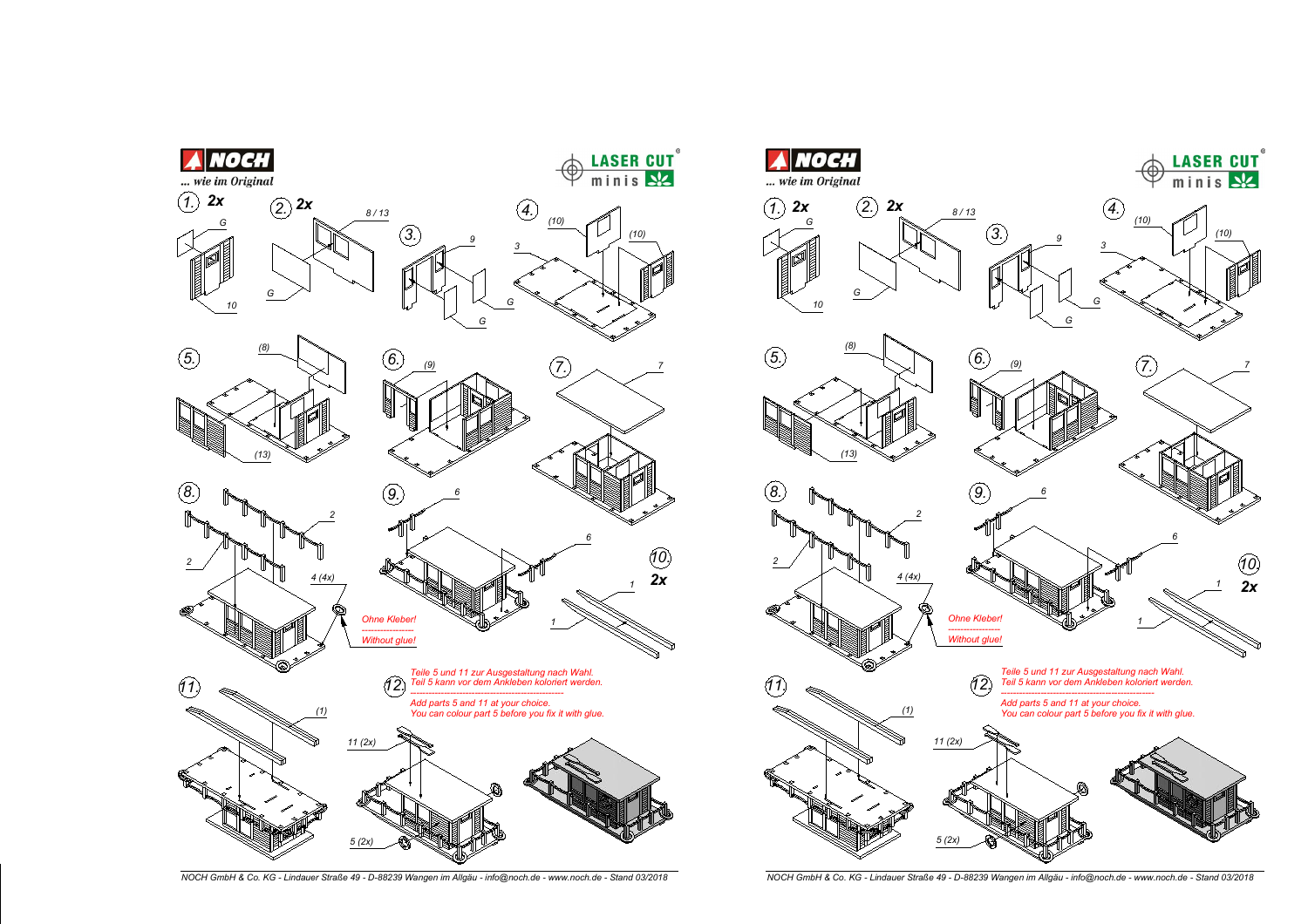NOCH

... wie im Original

LASER CUT minis

1. 2x

G

10

2. 2x

8 / 13

G

3.

9

G

G

4.

(10)

(10)

3

5.

(8)

(13)

6.

(9)

7.

7

8.

2

2

4 (4x)

Ohne Kleber!

Without glue!

9.

6

6

10. 2x

1

1

11.

(1)

12.

Teile 5 und 11 zur Ausgestaltung nach Wahl.
Teil 5 kann vor dem Ankleben koloriert werden.

Add parts 5 and 11 at your choice.
You can colour part 5 before you fix it with glue.

11 (2x)

5 (2x)

NOCH GmbH & Co. KG - Lindauer Straße 49 - D-88239 Wangen im Allgäu - info@noch.de - www.noch.de - Stand 03/2018